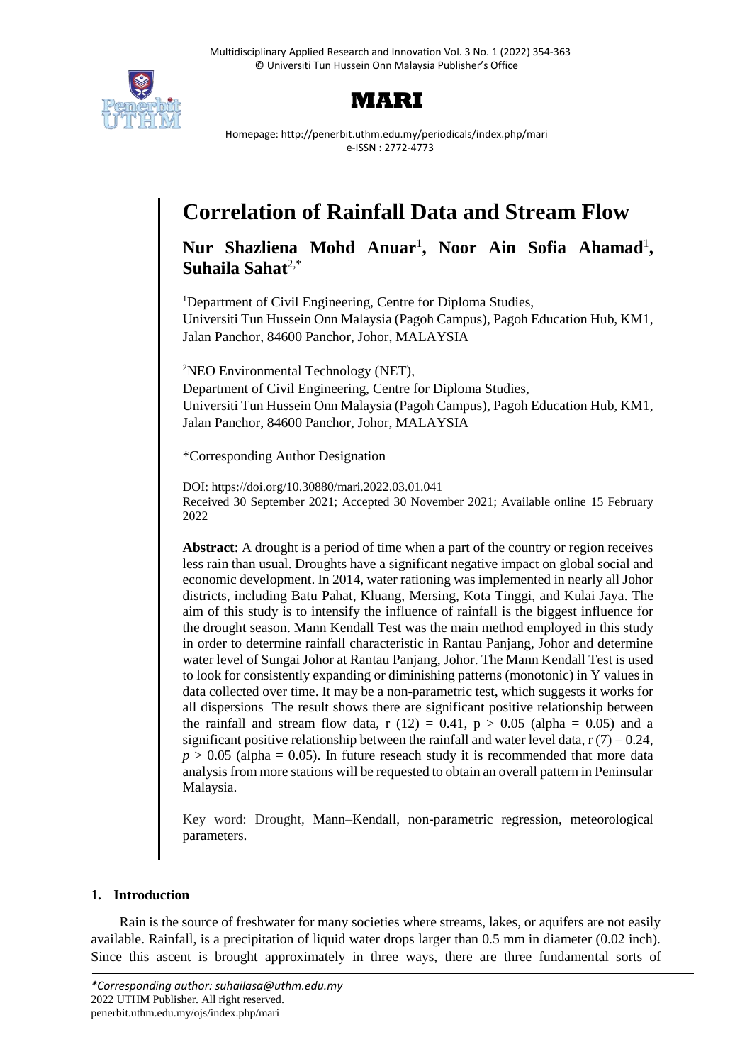# Correlation of Rainfall Data and Stream Flow

**Nur Shazliena Mohd Anuar**[1], **Noor Ain Sofia Ahamad**[1], **Suhaila Sahat**[2,*]

[1]Department of Civil Engineering, Centre for Diploma Studies,
Universiti Tun Hussein Onn Malaysia (Pagoh Campus), Pagoh Education Hub, KM1, Jalan Panchor, 84600 Panchor, Johor, MALAYSIA

[2]NEO Environmental Technology (NET),
Department of Civil Engineering, Centre for Diploma Studies,
Universiti Tun Hussein Onn Malaysia (Pagoh Campus), Pagoh Education Hub, KM1, Jalan Panchor, 84600 Panchor, Johor, MALAYSIA

*Corresponding Author Designation

DOI: https://doi.org/10.30880/mari.2022.03.01.041
Received 30 September 2021; Accepted 30 November 2021; Available online 15 February 2022

**Abstract**: A drought is a period of time when a part of the country or region receives less rain than usual. Droughts have a significant negative impact on global social and economic development. In 2014, water rationing was implemented in nearly all Johor districts, including Batu Pahat, Kluang, Mersing, Kota Tinggi, and Kulai Jaya. The aim of this study is to intensify the influence of rainfall is the biggest influence for the drought season. Mann Kendall Test was the main method employed in this study in order to determine rainfall characteristic in Rantau Panjang, Johor and determine water level of Sungai Johor at Rantau Panjang, Johor. The Mann Kendall Test is used to look for consistently expanding or diminishing patterns (monotonic) in Y values in data collected over time. It may be a non-parametric test, which suggests it works for all dispersions The result shows there are significant positive relationship between the rainfall and stream flow data, $r(12) = 0.41$, $p > 0.05$ ($\alpha = 0.05$) and a significant positive relationship between the rainfall and water level data, $r(7) = 0.24$, $p > 0.05$ ($\alpha = 0.05$). In future reseach study it is recommended that more data analysis from more stations will be requested to obtain an overall pattern in Peninsular Malaysia.

Key word: Drought, Mann–Kendall, non-parametric regression, meteorological parameters.

## 1. Introduction

Rain is the source of freshwater for many societies where streams, lakes, or aquifers are not easily available. Rainfall, is a precipitation of liquid water drops larger than 0.5 mm in diameter (0.02 inch). Since this ascent is brought approximately in three ways, there are three fundamental sorts of

*Corresponding author: suhailasa@uthm.edu.my
2022 UTHM Publisher. All right reserved.
penerbit.uthm.edu.my/ojs/index.php/mari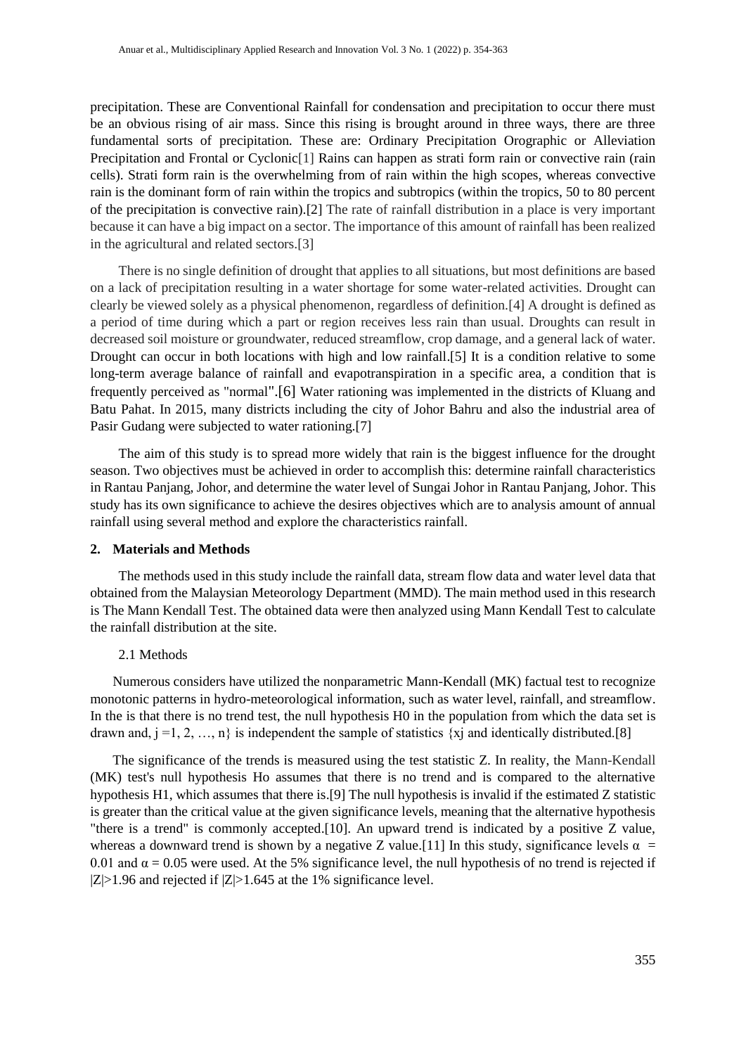precipitation. These are Conventional Rainfall for condensation and precipitation to occur there must be an obvious rising of air mass. Since this rising is brought around in three ways, there are three fundamental sorts of precipitation. These are: Ordinary Precipitation Orographic or Alleviation Precipitation and Frontal or Cyclonic[1] Rains can happen as strati form rain or convective rain (rain cells). Strati form rain is the overwhelming from of rain within the high scopes, whereas convective rain is the dominant form of rain within the tropics and subtropics (within the tropics, 50 to 80 percent of the precipitation is convective rain).[2] The rate of rainfall distribution in a place is very important because it can have a big impact on a sector. The importance of this amount of rainfall has been realized in the agricultural and related sectors.[3]

There is no single definition of drought that applies to all situations, but most definitions are based on a lack of precipitation resulting in a water shortage for some water-related activities. Drought can clearly be viewed solely as a physical phenomenon, regardless of definition.[4] A drought is defined as a period of time during which a part or region receives less rain than usual. Droughts can result in decreased soil moisture or groundwater, reduced streamflow, crop damage, and a general lack of water. Drought can occur in both locations with high and low rainfall.[5] It is a condition relative to some long-term average balance of rainfall and evapotranspiration in a specific area, a condition that is frequently perceived as "normal".[6] Water rationing was implemented in the districts of Kluang and Batu Pahat. In 2015, many districts including the city of Johor Bahru and also the industrial area of Pasir Gudang were subjected to water rationing.[7]

The aim of this study is to spread more widely that rain is the biggest influence for the drought season. Two objectives must be achieved in order to accomplish this: determine rainfall characteristics in Rantau Panjang, Johor, and determine the water level of Sungai Johor in Rantau Panjang, Johor. This study has its own significance to achieve the desires objectives which are to analysis amount of annual rainfall using several method and explore the characteristics rainfall.

## 2. Materials and Methods

The methods used in this study include the rainfall data, stream flow data and water level data that obtained from the Malaysian Meteorology Department (MMD). The main method used in this research is The Mann Kendall Test. The obtained data were then analyzed using Mann Kendall Test to calculate the rainfall distribution at the site.

### 2.1 Methods

Numerous considers have utilized the nonparametric Mann-Kendall (MK) factual test to recognize monotonic patterns in hydro-meteorological information, such as water level, rainfall, and streamflow. In the is that there is no trend test, the null hypothesis H0 in the population from which the data set is drawn and, $j = 1, 2, \ldots, n\}$ is independent the sample of statistics $\{x_j$ and identically distributed.[8]

The significance of the trends is measured using the test statistic Z. In reality, the Mann-Kendall (MK) test's null hypothesis Ho assumes that there is no trend and is compared to the alternative hypothesis H1, which assumes that there is.[9] The null hypothesis is invalid if the estimated Z statistic is greater than the critical value at the given significance levels, meaning that the alternative hypothesis "there is a trend" is commonly accepted.[10]. An upward trend is indicated by a positive Z value, whereas a downward trend is shown by a negative Z value.[11] In this study, significance levels $\alpha = 0.01$ and $\alpha = 0.05$ were used. At the 5% significance level, the null hypothesis of no trend is rejected if $|Z|>1.96$ and rejected if $|Z|>1.645$ at the 1% significance level.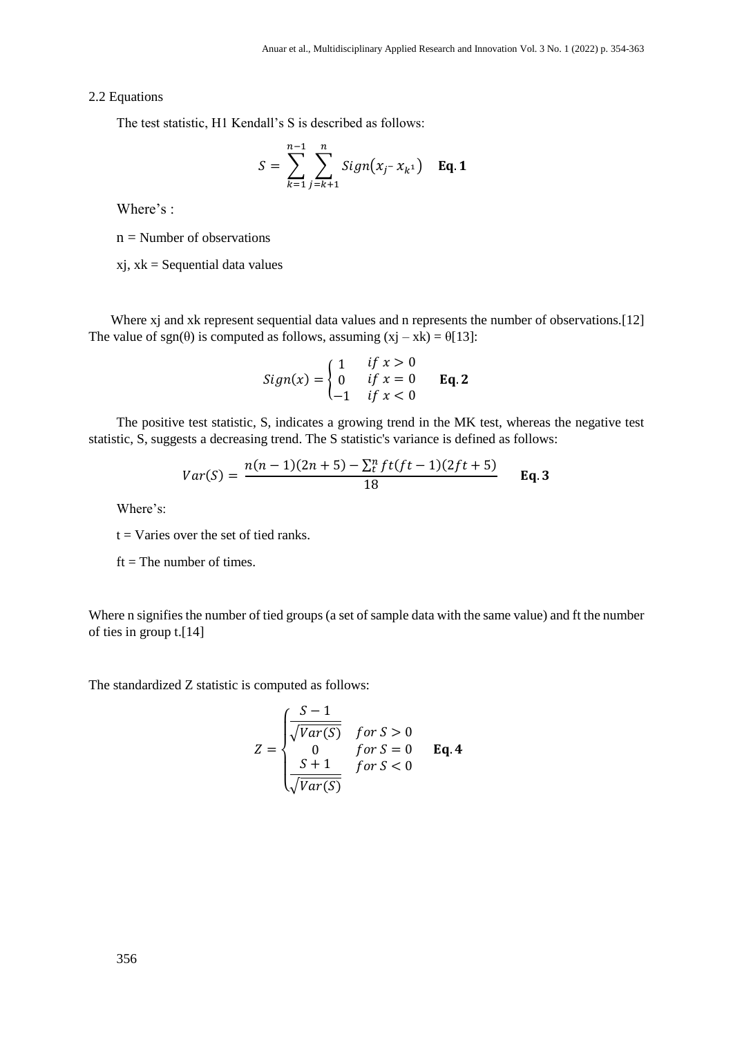2.2 Equations

The test statistic, H1 Kendall's S is described as follows:

$$S = \sum_{k=1}^{n-1} \sum_{j=k+1}^{n} Sign(x_{j^-}\, x_{k^1}) \quad \textbf{Eq. 1}$$

Where's :

n = Number of observations

xj, xk = Sequential data values

Where xj and xk represent sequential data values and n represents the number of observations.[12] The value of sgn(θ) is computed as follows, assuming (xj – xk) = θ[13]:

$$Sign(x) = \begin{cases} 1 & if\ x > 0 \\ 0 & if\ x = 0 \\ -1 & if\ x < 0 \end{cases} \quad \textbf{Eq. 2}$$

The positive test statistic, S, indicates a growing trend in the MK test, whereas the negative test statistic, S, suggests a decreasing trend. The S statistic's variance is defined as follows:

$$Var(S) = \frac{n(n-1)(2n+5) - \sum_t^n ft(ft-1)(2ft+5)}{18} \quad \textbf{Eq. 3}$$

Where's:

t = Varies over the set of tied ranks.

ft = The number of times.

Where n signifies the number of tied groups (a set of sample data with the same value) and ft the number of ties in group t.[14]

The standardized Z statistic is computed as follows:

$$Z = \begin{cases} \dfrac{S-1}{\sqrt{Var(S)}} & for\ S > 0 \\ 0 & for\ S = 0 \\ \dfrac{S+1}{\sqrt{Var(S)}} & for\ S < 0 \end{cases} \quad \textbf{Eq. 4}$$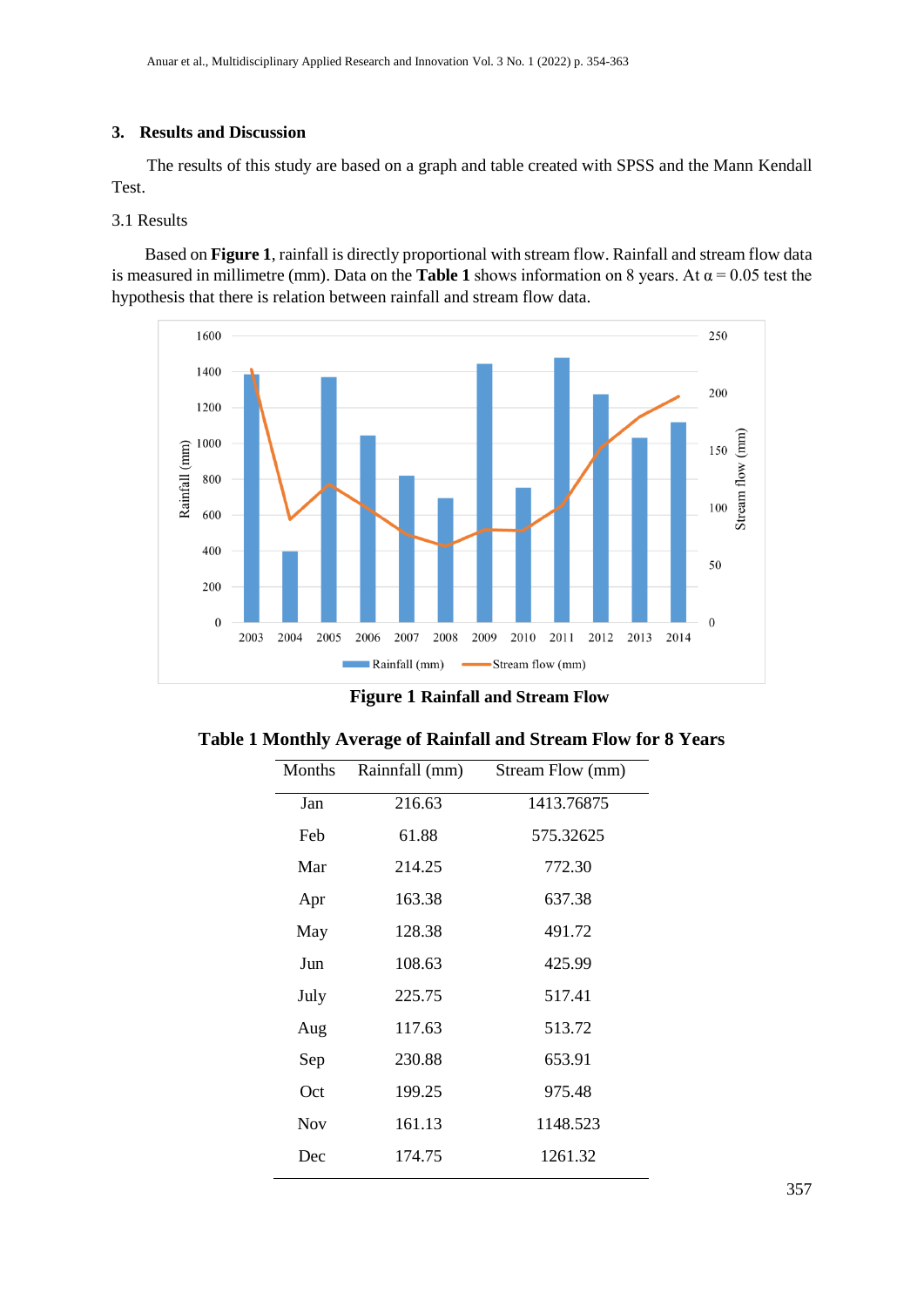## 3. Results and Discussion

The results of this study are based on a graph and table created with SPSS and the Mann Kendall Test.

### 3.1 Results

Based on **Figure 1**, rainfall is directly proportional with stream flow. Rainfall and stream flow data is measured in millimetre (mm). Data on the **Table 1** shows information on 8 years. At $\alpha = 0.05$ test the hypothesis that there is relation between rainfall and stream flow data.

**Figure 1 Rainfall and Stream Flow**

**Table 1 Monthly Average of Rainfall and Stream Flow for 8 Years**

| Months | Rainnfall (mm) | Stream Flow (mm) |
|---|---|---|
| Jan | 216.63 | 1413.76875 |
| Feb | 61.88 | 575.32625 |
| Mar | 214.25 | 772.30 |
| Apr | 163.38 | 637.38 |
| May | 128.38 | 491.72 |
| Jun | 108.63 | 425.99 |
| July | 225.75 | 517.41 |
| Aug | 117.63 | 513.72 |
| Sep | 230.88 | 653.91 |
| Oct | 199.25 | 975.48 |
| Nov | 161.13 | 1148.523 |
| Dec | 174.75 | 1261.32 |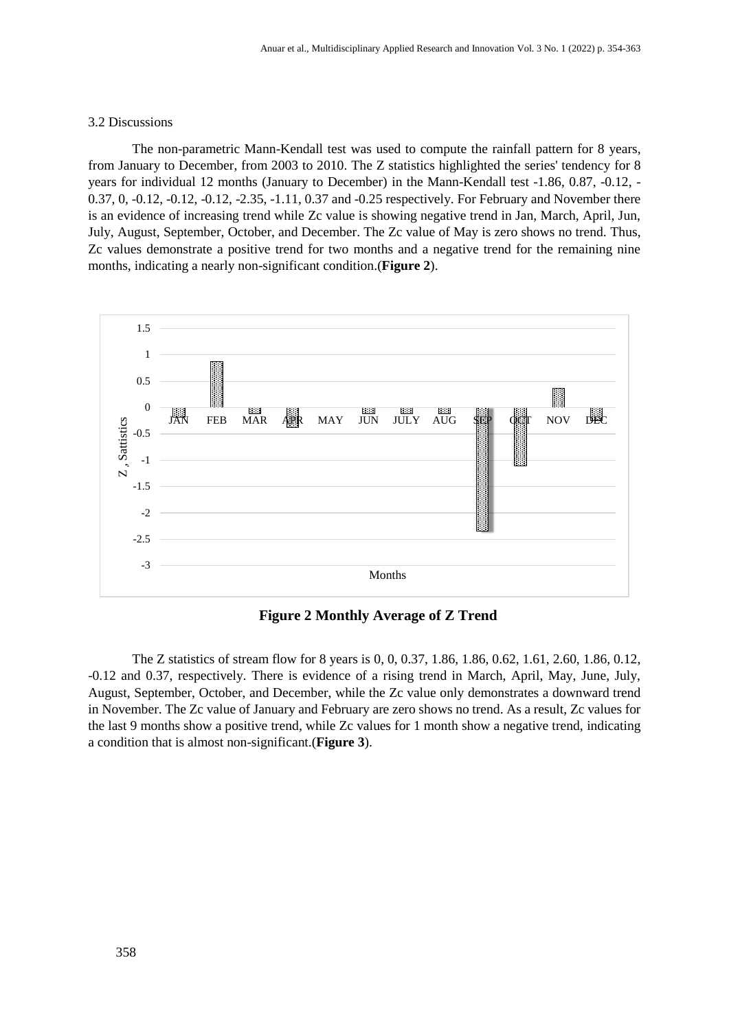3.2 Discussions

The non-parametric Mann-Kendall test was used to compute the rainfall pattern for 8 years, from January to December, from 2003 to 2010. The Z statistics highlighted the series' tendency for 8 years for individual 12 months (January to December) in the Mann-Kendall test -1.86, 0.87, -0.12, -0.37, 0, -0.12, -0.12, -0.12, -2.35, -1.11, 0.37 and -0.25 respectively. For February and November there is an evidence of increasing trend while Zc value is showing negative trend in Jan, March, April, Jun, July, August, September, October, and December. The Zc value of May is zero shows no trend. Thus, Zc values demonstrate a positive trend for two months and a negative trend for the remaining nine months, indicating a nearly non-significant condition.(**Figure 2**).

**Figure 2 Monthly Average of Z Trend**

The Z statistics of stream flow for 8 years is 0, 0, 0.37, 1.86, 1.86, 0.62, 1.61, 2.60, 1.86, 0.12, -0.12 and 0.37, respectively. There is evidence of a rising trend in March, April, May, June, July, August, September, October, and December, while the Zc value only demonstrates a downward trend in November. The Zc value of January and February are zero shows no trend. As a result, Zc values for the last 9 months show a positive trend, while Zc values for 1 month show a negative trend, indicating a condition that is almost non-significant.(**Figure 3**).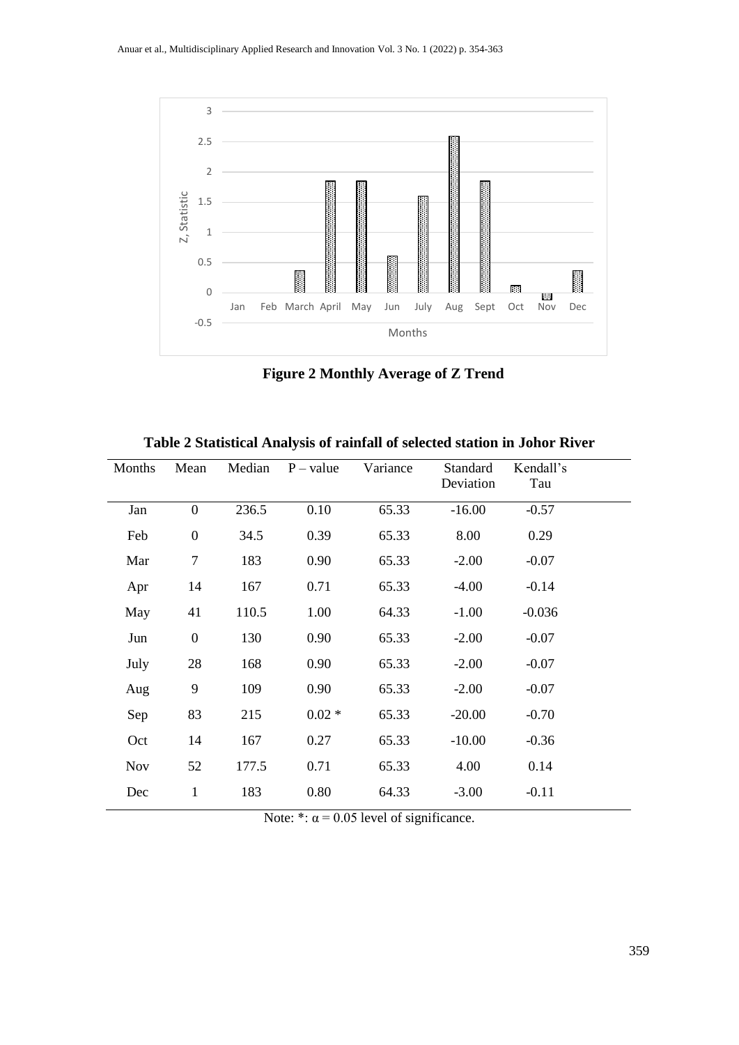**Figure 2 Monthly Average of Z Trend**

**Table 2 Statistical Analysis of rainfall of selected station in Johor River**

| Months | Mean | Median | P – value | Variance | Standard Deviation | Kendall's Tau |
|---|---|---|---|---|---|---|
| Jan | 0 | 236.5 | 0.10 | 65.33 | -16.00 | -0.57 |
| Feb | 0 | 34.5 | 0.39 | 65.33 | 8.00 | 0.29 |
| Mar | 7 | 183 | 0.90 | 65.33 | -2.00 | -0.07 |
| Apr | 14 | 167 | 0.71 | 65.33 | -4.00 | -0.14 |
| May | 41 | 110.5 | 1.00 | 64.33 | -1.00 | -0.036 |
| Jun | 0 | 130 | 0.90 | 65.33 | -2.00 | -0.07 |
| July | 28 | 168 | 0.90 | 65.33 | -2.00 | -0.07 |
| Aug | 9 | 109 | 0.90 | 65.33 | -2.00 | -0.07 |
| Sep | 83 | 215 | 0.02 * | 65.33 | -20.00 | -0.70 |
| Oct | 14 | 167 | 0.27 | 65.33 | -10.00 | -0.36 |
| Nov | 52 | 177.5 | 0.71 | 65.33 | 4.00 | 0.14 |
| Dec | 1 | 183 | 0.80 | 64.33 | -3.00 | -0.11 |

Note: *: $\alpha = 0.05$ level of significance.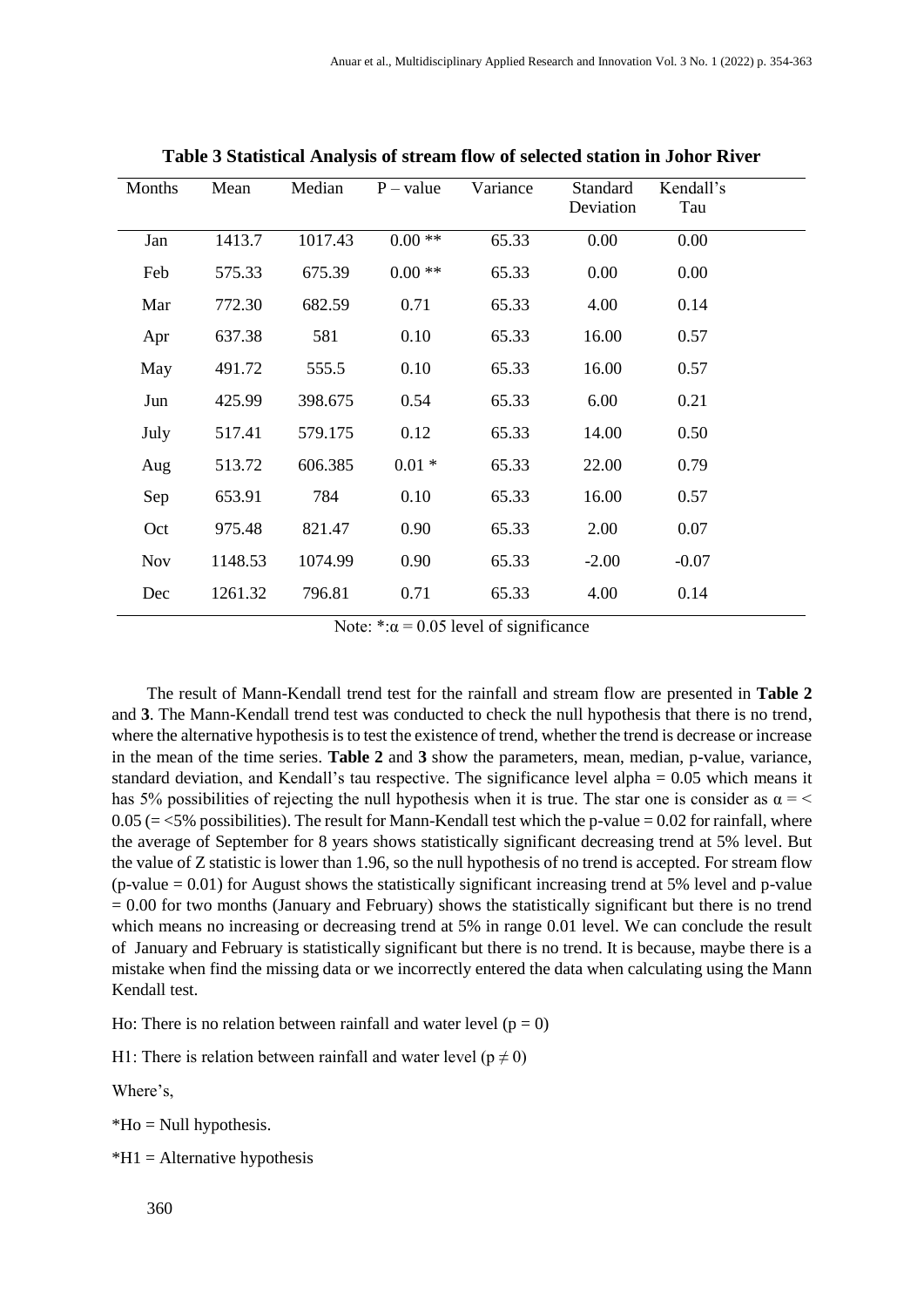**Table 3 Statistical Analysis of stream flow of selected station in Johor River**

| Months | Mean | Median | P – value | Variance | Standard Deviation | Kendall's Tau |
|---|---|---|---|---|---|---|
| Jan | 1413.7 | 1017.43 | 0.00 ** | 65.33 | 0.00 | 0.00 |
| Feb | 575.33 | 675.39 | 0.00 ** | 65.33 | 0.00 | 0.00 |
| Mar | 772.30 | 682.59 | 0.71 | 65.33 | 4.00 | 0.14 |
| Apr | 637.38 | 581 | 0.10 | 65.33 | 16.00 | 0.57 |
| May | 491.72 | 555.5 | 0.10 | 65.33 | 16.00 | 0.57 |
| Jun | 425.99 | 398.675 | 0.54 | 65.33 | 6.00 | 0.21 |
| July | 517.41 | 579.175 | 0.12 | 65.33 | 14.00 | 0.50 |
| Aug | 513.72 | 606.385 | 0.01 * | 65.33 | 22.00 | 0.79 |
| Sep | 653.91 | 784 | 0.10 | 65.33 | 16.00 | 0.57 |
| Oct | 975.48 | 821.47 | 0.90 | 65.33 | 2.00 | 0.07 |
| Nov | 1148.53 | 1074.99 | 0.90 | 65.33 | -2.00 | -0.07 |
| Dec | 1261.32 | 796.81 | 0.71 | 65.33 | 4.00 | 0.14 |

Note: *:$\alpha = 0.05$ level of significance

The result of Mann-Kendall trend test for the rainfall and stream flow are presented in **Table 2** and **3**. The Mann-Kendall trend test was conducted to check the null hypothesis that there is no trend, where the alternative hypothesis is to test the existence of trend, whether the trend is decrease or increase in the mean of the time series. **Table 2** and **3** show the parameters, mean, median, p-value, variance, standard deviation, and Kendall's tau respective. The significance level alpha = 0.05 which means it has 5% possibilities of rejecting the null hypothesis when it is true. The star one is consider as $\alpha = < 0.05$ (= <5% possibilities). The result for Mann-Kendall test which the p-value = 0.02 for rainfall, where the average of September for 8 years shows statistically significant decreasing trend at 5% level. But the value of Z statistic is lower than 1.96, so the null hypothesis of no trend is accepted. For stream flow (p-value = 0.01) for August shows the statistically significant increasing trend at 5% level and p-value = 0.00 for two months (January and February) shows the statistically significant but there is no trend which means no increasing or decreasing trend at 5% in range 0.01 level. We can conclude the result of January and February is statistically significant but there is no trend. It is because, maybe there is a mistake when find the missing data or we incorrectly entered the data when calculating using the Mann Kendall test.

Ho: There is no relation between rainfall and water level ($p = 0$)

H1: There is relation between rainfall and water level ($p \neq 0$)

Where's,

*Ho = Null hypothesis.

*H1 = Alternative hypothesis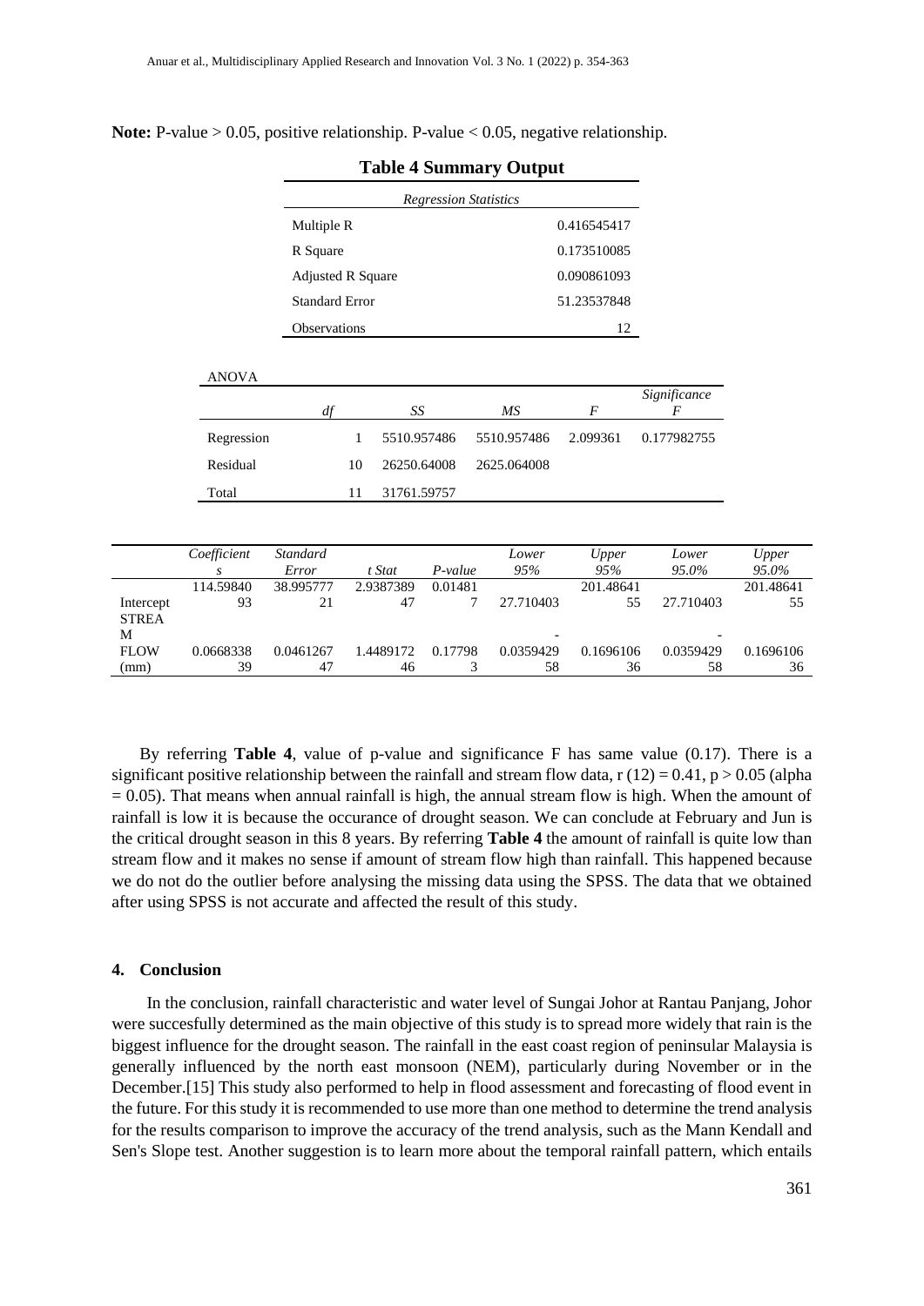**Note:** P-value > 0.05, positive relationship. P-value < 0.05, negative relationship.

**Table 4 Summary Output**

| *Regression Statistics* | |
|---|---|
| Multiple R | 0.416545417 |
| R Square | 0.173510085 |
| Adjusted R Square | 0.090861093 |
| Standard Error | 51.23537848 |
| Observations | 12 |

ANOVA

| | *df* | *SS* | *MS* | *F* | *Significance F* |
|---|---|---|---|---|---|
| Regression | 1 | 5510.957486 | 5510.957486 | 2.099361 | 0.177982755 |
| Residual | 10 | 26250.64008 | 2625.064008 | | |
| Total | 11 | 31761.59757 | | | |

| | *Coefficients* | *Standard Error* | *t Stat* | *P-value* | *Lower 95%* | *Upper 95%* | *Lower 95.0%* | *Upper 95.0%* |
|---|---|---|---|---|---|---|---|---|
| Intercept | 114.5984093 | 38.99577721 | 2.938738947 | 0.014817 | 27.710403 | 201.4864155 | 27.710403 | 201.4864155 |
| STREAM FLOW (mm) | 0.066833839 | 0.046126747 | 1.448917246 | 0.177983 | -0.035942958 | 0.169610636 | -0.035942958 | 0.169610636 |

By referring **Table 4**, value of p-value and significance F has same value (0.17). There is a significant positive relationship between the rainfall and stream flow data, r (12) = 0.41, p > 0.05 (alpha = 0.05). That means when annual rainfall is high, the annual stream flow is high. When the amount of rainfall is low it is because the occurance of drought season. We can conclude at February and Jun is the critical drought season in this 8 years. By referring **Table 4** the amount of rainfall is quite low than stream flow and it makes no sense if amount of stream flow high than rainfall. This happened because we do not do the outlier before analysing the missing data using the SPSS. The data that we obtained after using SPSS is not accurate and affected the result of this study.

## 4. Conclusion

In the conclusion, rainfall characteristic and water level of Sungai Johor at Rantau Panjang, Johor were succesfully determined as the main objective of this study is to spread more widely that rain is the biggest influence for the drought season. The rainfall in the east coast region of peninsular Malaysia is generally influenced by the north east monsoon (NEM), particularly during November or in the December.[15] This study also performed to help in flood assessment and forecasting of flood event in the future. For this study it is recommended to use more than one method to determine the trend analysis for the results comparison to improve the accuracy of the trend analysis, such as the Mann Kendall and Sen's Slope test. Another suggestion is to learn more about the temporal rainfall pattern, which entails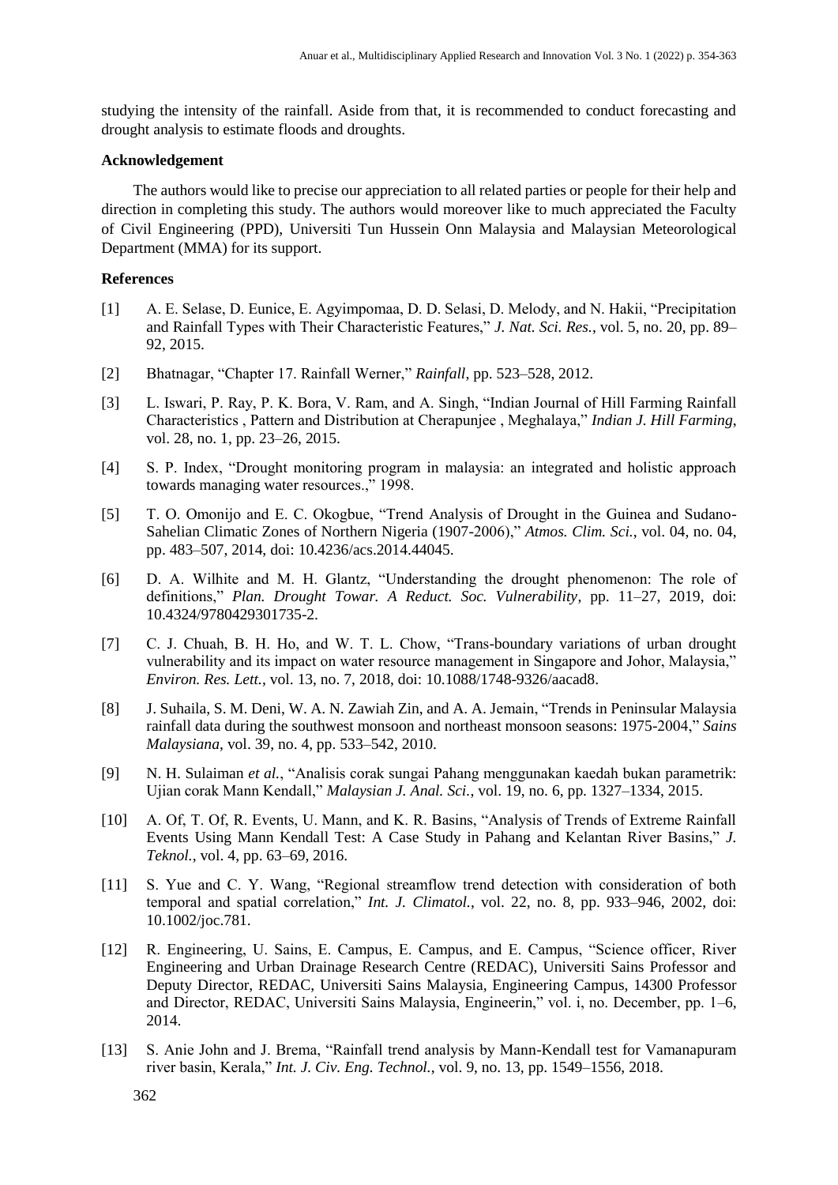studying the intensity of the rainfall. Aside from that, it is recommended to conduct forecasting and drought analysis to estimate floods and droughts.

## Acknowledgement

The authors would like to precise our appreciation to all related parties or people for their help and direction in completing this study. The authors would moreover like to much appreciated the Faculty of Civil Engineering (PPD), Universiti Tun Hussein Onn Malaysia and Malaysian Meteorological Department (MMA) for its support.

## References

[1] A. E. Selase, D. Eunice, E. Agyimpomaa, D. D. Selasi, D. Melody, and N. Hakii, "Precipitation and Rainfall Types with Their Characteristic Features," *J. Nat. Sci. Res.*, vol. 5, no. 20, pp. 89–92, 2015.

[2] Bhatnagar, "Chapter 17. Rainfall Werner," *Rainfall*, pp. 523–528, 2012.

[3] L. Iswari, P. Ray, P. K. Bora, V. Ram, and A. Singh, "Indian Journal of Hill Farming Rainfall Characteristics , Pattern and Distribution at Cherapunjee , Meghalaya," *Indian J. Hill Farming*, vol. 28, no. 1, pp. 23–26, 2015.

[4] S. P. Index, "Drought monitoring program in malaysia: an integrated and holistic approach towards managing water resources.," 1998.

[5] T. O. Omonijo and E. C. Okogbue, "Trend Analysis of Drought in the Guinea and Sudano-Sahelian Climatic Zones of Northern Nigeria (1907-2006)," *Atmos. Clim. Sci.*, vol. 04, no. 04, pp. 483–507, 2014, doi: 10.4236/acs.2014.44045.

[6] D. A. Wilhite and M. H. Glantz, "Understanding the drought phenomenon: The role of definitions," *Plan. Drought Towar. A Reduct. Soc. Vulnerability*, pp. 11–27, 2019, doi: 10.4324/9780429301735-2.

[7] C. J. Chuah, B. H. Ho, and W. T. L. Chow, "Trans-boundary variations of urban drought vulnerability and its impact on water resource management in Singapore and Johor, Malaysia," *Environ. Res. Lett.*, vol. 13, no. 7, 2018, doi: 10.1088/1748-9326/aacad8.

[8] J. Suhaila, S. M. Deni, W. A. N. Zawiah Zin, and A. A. Jemain, "Trends in Peninsular Malaysia rainfall data during the southwest monsoon and northeast monsoon seasons: 1975-2004," *Sains Malaysiana*, vol. 39, no. 4, pp. 533–542, 2010.

[9] N. H. Sulaiman *et al.*, "Analisis corak sungai Pahang menggunakan kaedah bukan parametrik: Ujian corak Mann Kendall," *Malaysian J. Anal. Sci.*, vol. 19, no. 6, pp. 1327–1334, 2015.

[10] A. Of, T. Of, R. Events, U. Mann, and K. R. Basins, "Analysis of Trends of Extreme Rainfall Events Using Mann Kendall Test: A Case Study in Pahang and Kelantan River Basins," *J. Teknol.*, vol. 4, pp. 63–69, 2016.

[11] S. Yue and C. Y. Wang, "Regional streamflow trend detection with consideration of both temporal and spatial correlation," *Int. J. Climatol.*, vol. 22, no. 8, pp. 933–946, 2002, doi: 10.1002/joc.781.

[12] R. Engineering, U. Sains, E. Campus, E. Campus, and E. Campus, "Science officer, River Engineering and Urban Drainage Research Centre (REDAC), Universiti Sains Professor and Deputy Director, REDAC, Universiti Sains Malaysia, Engineering Campus, 14300 Professor and Director, REDAC, Universiti Sains Malaysia, Engineerin," vol. i, no. December, pp. 1–6, 2014.

[13] S. Anie John and J. Brema, "Rainfall trend analysis by Mann-Kendall test for Vamanapuram river basin, Kerala," *Int. J. Civ. Eng. Technol.*, vol. 9, no. 13, pp. 1549–1556, 2018.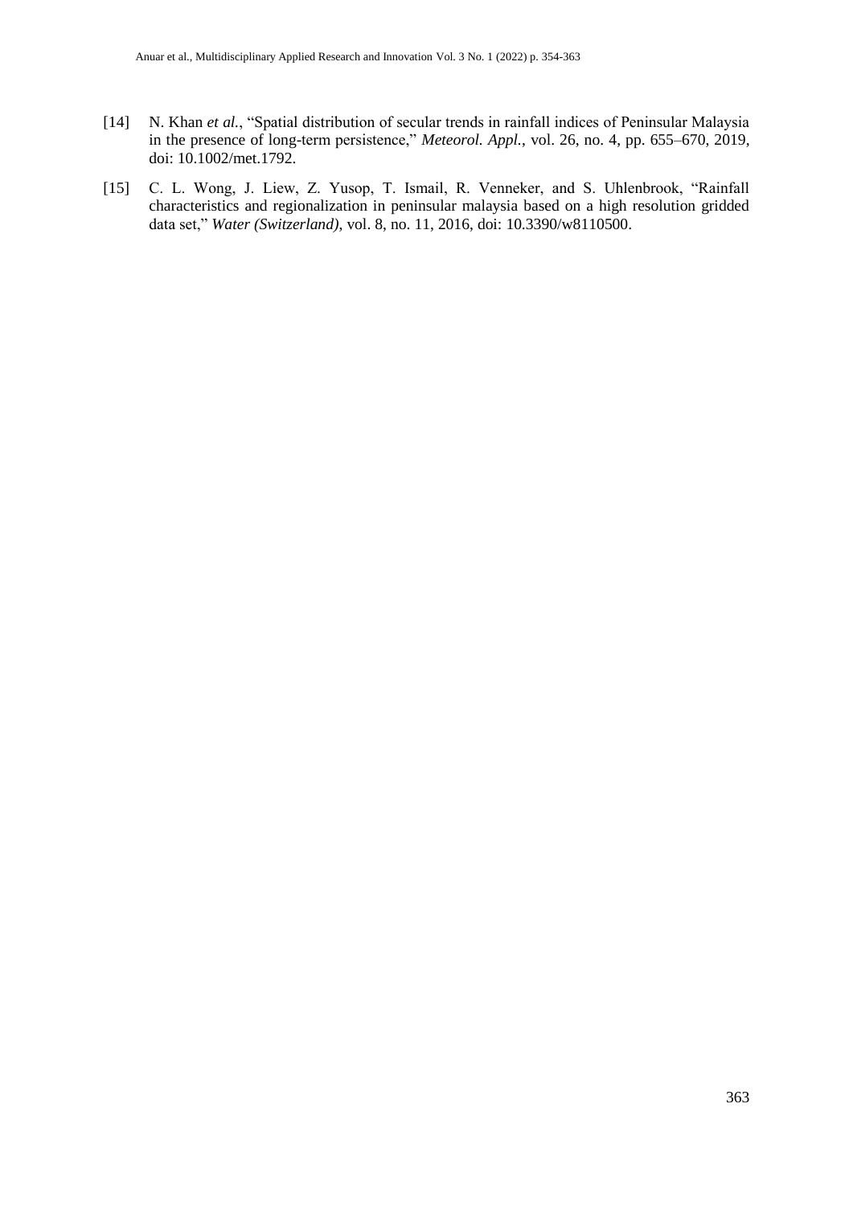[14] N. Khan *et al.*, "Spatial distribution of secular trends in rainfall indices of Peninsular Malaysia in the presence of long-term persistence," *Meteorol. Appl.*, vol. 26, no. 4, pp. 655–670, 2019, doi: 10.1002/met.1792.

[15] C. L. Wong, J. Liew, Z. Yusop, T. Ismail, R. Venneker, and S. Uhlenbrook, "Rainfall characteristics and regionalization in peninsular malaysia based on a high resolution gridded data set," *Water (Switzerland)*, vol. 8, no. 11, 2016, doi: 10.3390/w8110500.